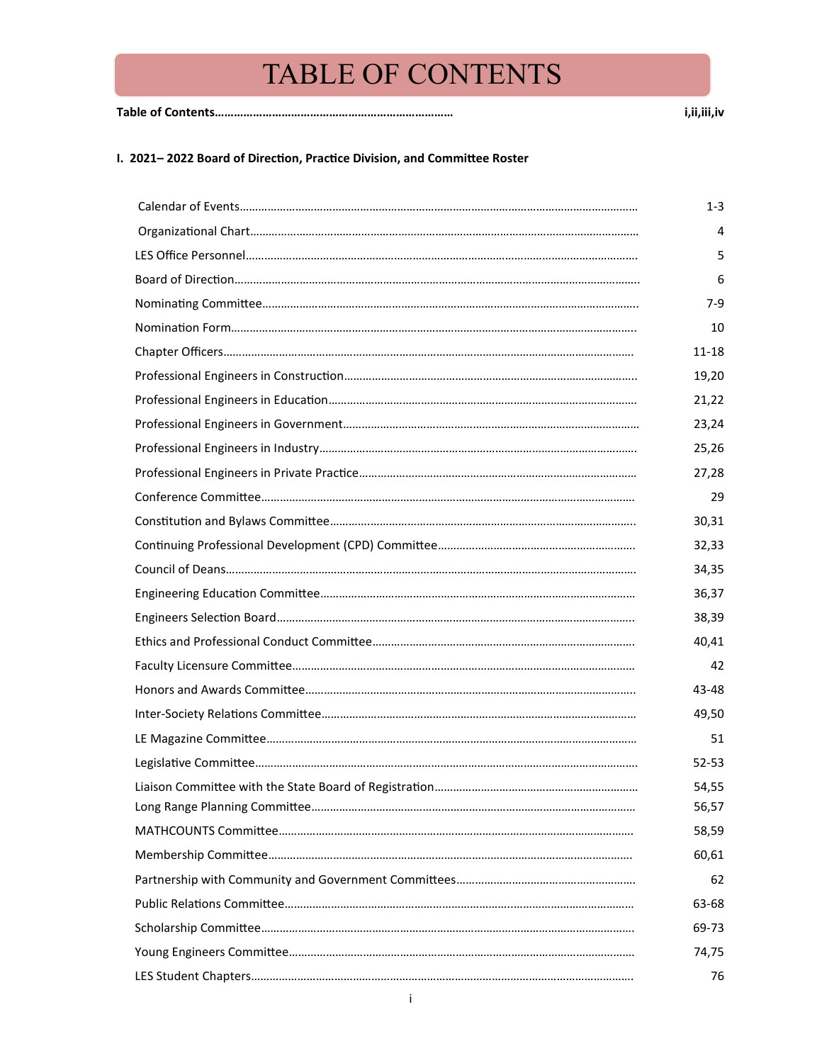# TABLE OF CONTENTS

| **Table of Contents** | **i,ii,iii,iv** |
|---|---|

**I. 2021– 2022 Board of Direction, Practice Division, and Committee Roster**

| Section | Page |
|---|---|
| Calendar of Events | 1-3 |
| Organizational Chart | 4 |
| LES Office Personnel | 5 |
| Board of Direction | 6 |
| Nominating Committee | 7-9 |
| Nomination Form | 10 |
| Chapter Officers | 11-18 |
| Professional Engineers in Construction | 19,20 |
| Professional Engineers in Education | 21,22 |
| Professional Engineers in Government | 23,24 |
| Professional Engineers in Industry | 25,26 |
| Professional Engineers in Private Practice | 27,28 |
| Conference Committee | 29 |
| Constitution and Bylaws Committee | 30,31 |
| Continuing Professional Development (CPD) Committee | 32,33 |
| Council of Deans | 34,35 |
| Engineering Education Committee | 36,37 |
| Engineers Selection Board | 38,39 |
| Ethics and Professional Conduct Committee | 40,41 |
| Faculty Licensure Committee | 42 |
| Honors and Awards Committee | 43-48 |
| Inter-Society Relations Committee | 49,50 |
| LE Magazine Committee | 51 |
| Legislative Committee | 52-53 |
| Liaison Committee with the State Board of Registration | 54,55 |
| Long Range Planning Committee | 56,57 |
| MATHCOUNTS Committee | 58,59 |
| Membership Committee | 60,61 |
| Partnership with Community and Government Committees | 62 |
| Public Relations Committee | 63-68 |
| Scholarship Committee | 69-73 |
| Young Engineers Committee | 74,75 |
| LES Student Chapters | 76 |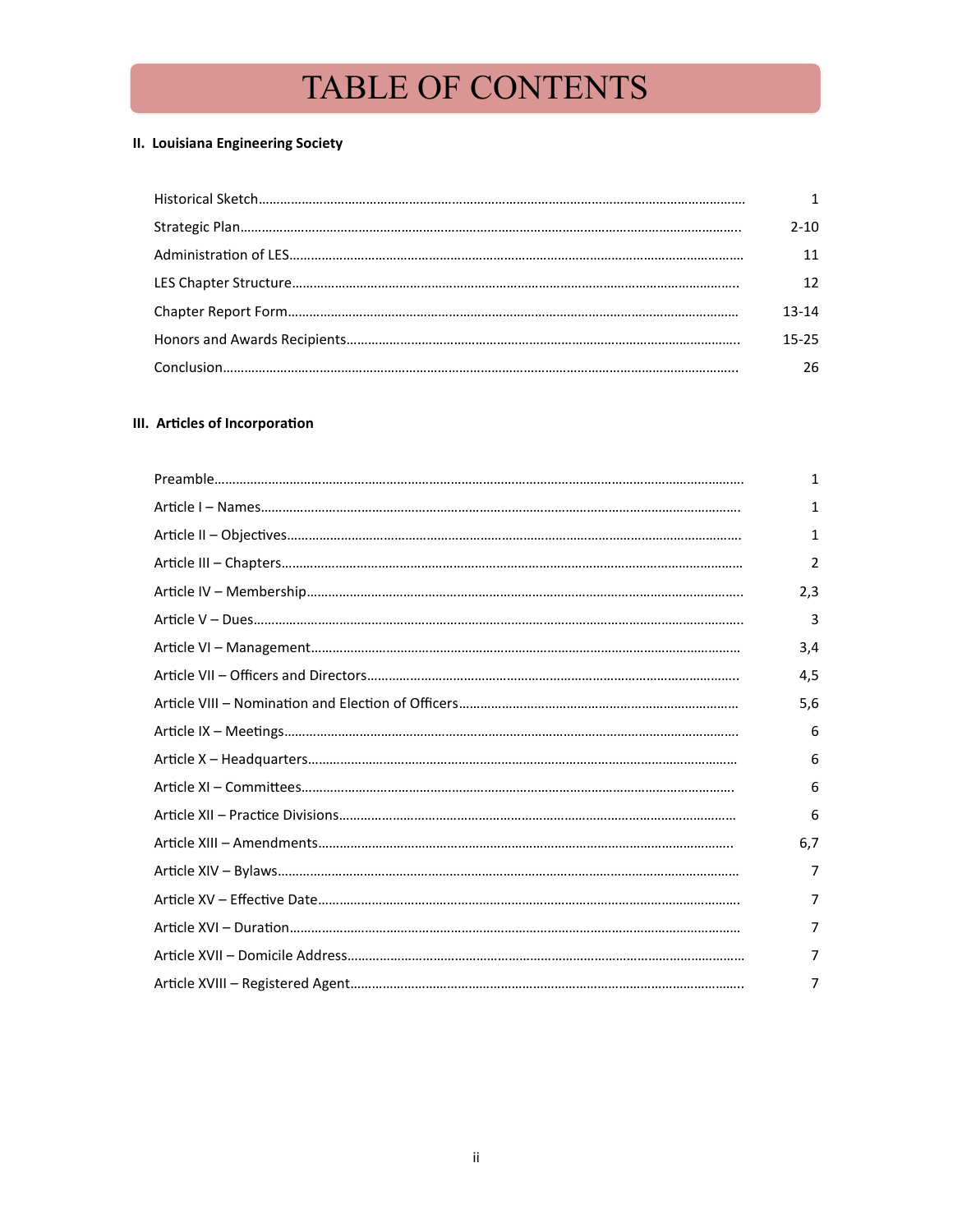# TABLE OF CONTENTS

## II. Louisiana Engineering Society

| Section | Page |
|---|---|
| Historical Sketch | 1 |
| Strategic Plan | 2-10 |
| Administration of LES | 11 |
| LES Chapter Structure | 12 |
| Chapter Report Form | 13-14 |
| Honors and Awards Recipients | 15-25 |
| Conclusion | 26 |

## III. Articles of Incorporation

| Section | Page |
|---|---|
| Preamble | 1 |
| Article I – Names | 1 |
| Article II – Objectives | 1 |
| Article III – Chapters | 2 |
| Article IV – Membership | 2,3 |
| Article V – Dues | 3 |
| Article VI – Management | 3,4 |
| Article VII – Officers and Directors | 4,5 |
| Article VIII – Nomination and Election of Officers | 5,6 |
| Article IX – Meetings | 6 |
| Article X – Headquarters | 6 |
| Article XI – Committees | 6 |
| Article XII – Practice Divisions | 6 |
| Article XIII – Amendments | 6,7 |
| Article XIV – Bylaws | 7 |
| Article XV – Effective Date | 7 |
| Article XVI – Duration | 7 |
| Article XVII – Domicile Address | 7 |
| Article XVIII – Registered Agent | 7 |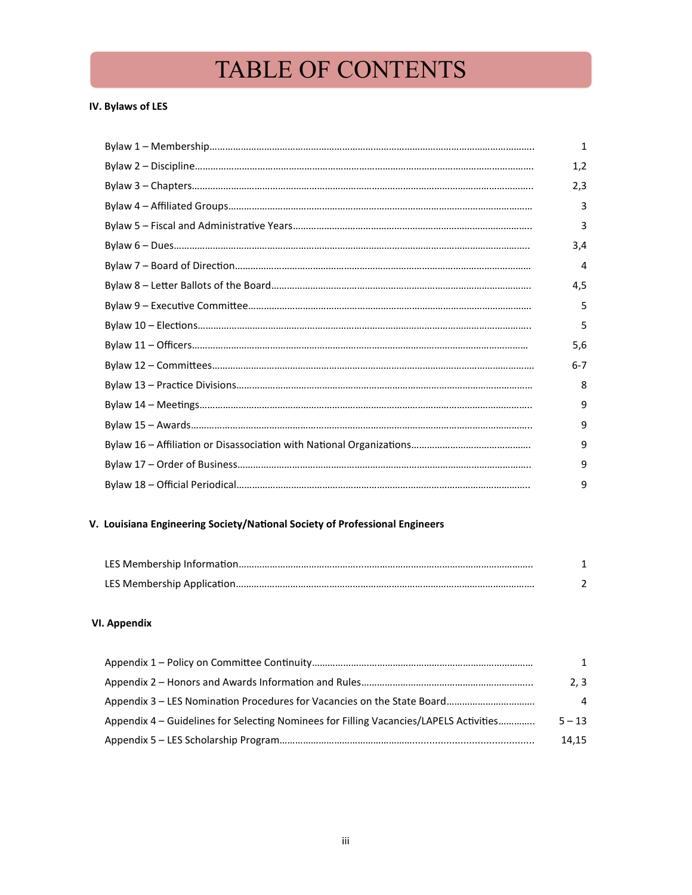# TABLE OF CONTENTS

**IV. Bylaws of LES**

| | |
|---|---|
| Bylaw 1 – Membership | 1 |
| Bylaw 2 – Discipline | 1,2 |
| Bylaw 3 – Chapters | 2,3 |
| Bylaw 4 – Affiliated Groups | 3 |
| Bylaw 5 – Fiscal and Administrative Years | 3 |
| Bylaw 6 – Dues | 3,4 |
| Bylaw 7 – Board of Direction | 4 |
| Bylaw 8 – Letter Ballots of the Board | 4,5 |
| Bylaw 9 – Executive Committee | 5 |
| Bylaw 10 – Elections | 5 |
| Bylaw 11 – Officers | 5,6 |
| Bylaw 12 – Committees | 6-7 |
| Bylaw 13 – Practice Divisions | 8 |
| Bylaw 14 – Meetings | 9 |
| Bylaw 15 – Awards | 9 |
| Bylaw 16 – Affiliation or Disassociation with National Organizations | 9 |
| Bylaw 17 – Order of Business | 9 |
| Bylaw 18 – Official Periodical | 9 |

**V. Louisiana Engineering Society/National Society of Professional Engineers**

| | |
|---|---|
| LES Membership Information | 1 |
| LES Membership Application | 2 |

**VI. Appendix**

| | |
|---|---|
| Appendix 1 – Policy on Committee Continuity | 1 |
| Appendix 2 – Honors and Awards Information and Rules | 2, 3 |
| Appendix 3 – LES Nomination Procedures for Vacancies on the State Board | 4 |
| Appendix 4 – Guidelines for Selecting Nominees for Filling Vacancies/LAPELS Activities | 5 – 13 |
| Appendix 5 – LES Scholarship Program | 14,15 |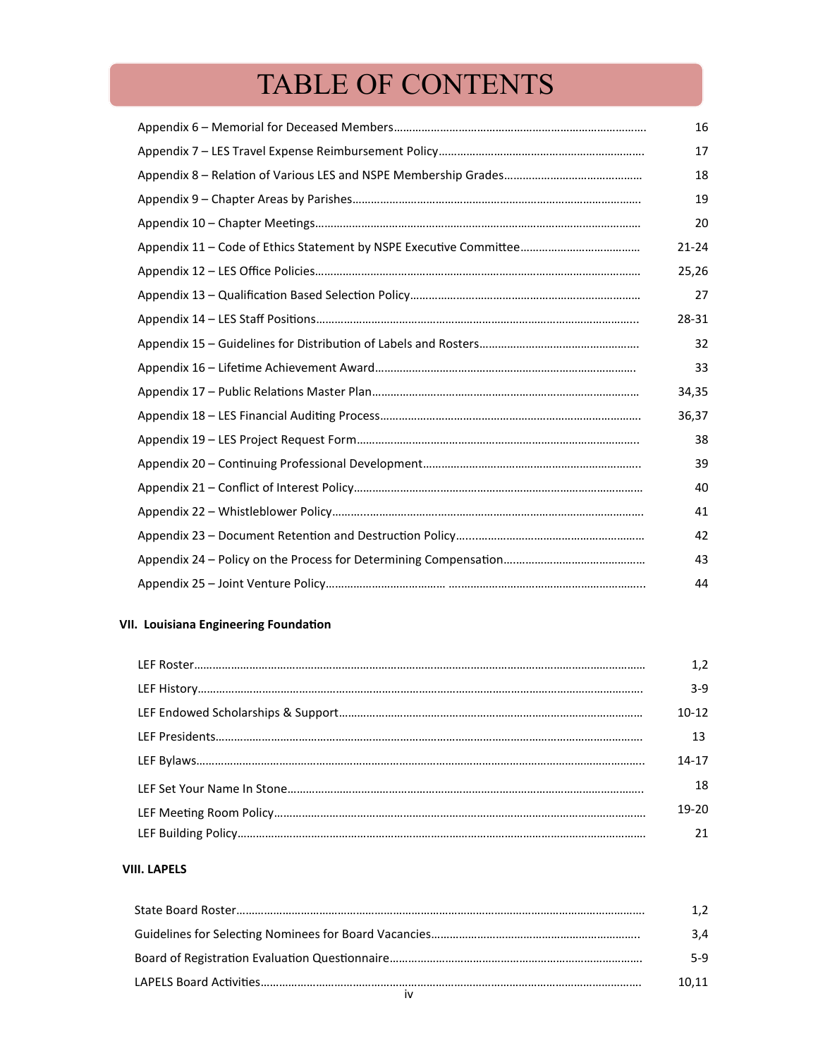# TABLE OF CONTENTS

| | |
|---|---|
| Appendix 6 – Memorial for Deceased Members | 16 |
| Appendix 7 – LES Travel Expense Reimbursement Policy | 17 |
| Appendix 8 – Relation of Various LES and NSPE Membership Grades | 18 |
| Appendix 9 – Chapter Areas by Parishes | 19 |
| Appendix 10 – Chapter Meetings | 20 |
| Appendix 11 – Code of Ethics Statement by NSPE Executive Committee | 21-24 |
| Appendix 12 – LES Office Policies | 25,26 |
| Appendix 13 – Qualification Based Selection Policy | 27 |
| Appendix 14 – LES Staff Positions | 28-31 |
| Appendix 15 – Guidelines for Distribution of Labels and Rosters | 32 |
| Appendix 16 – Lifetime Achievement Award | 33 |
| Appendix 17 – Public Relations Master Plan | 34,35 |
| Appendix 18 – LES Financial Auditing Process | 36,37 |
| Appendix 19 – LES Project Request Form | 38 |
| Appendix 20 – Continuing Professional Development | 39 |
| Appendix 21 – Conflict of Interest Policy | 40 |
| Appendix 22 – Whistleblower Policy | 41 |
| Appendix 23 – Document Retention and Destruction Policy | 42 |
| Appendix 24 – Policy on the Process for Determining Compensation | 43 |
| Appendix 25 – Joint Venture Policy | 44 |

**VII. Louisiana Engineering Foundation**

| | |
|---|---|
| LEF Roster | 1,2 |
| LEF History | 3-9 |
| LEF Endowed Scholarships & Support | 10-12 |
| LEF Presidents | 13 |
| LEF Bylaws | 14-17 |
| LEF Set Your Name In Stone | 18 |
| LEF Meeting Room Policy | 19-20 |
| LEF Building Policy | 21 |

**VIII. LAPELS**

| | |
|---|---|
| State Board Roster | 1,2 |
| Guidelines for Selecting Nominees for Board Vacancies | 3,4 |
| Board of Registration Evaluation Questionnaire | 5-9 |
| LAPELS Board Activities | 10,11 |